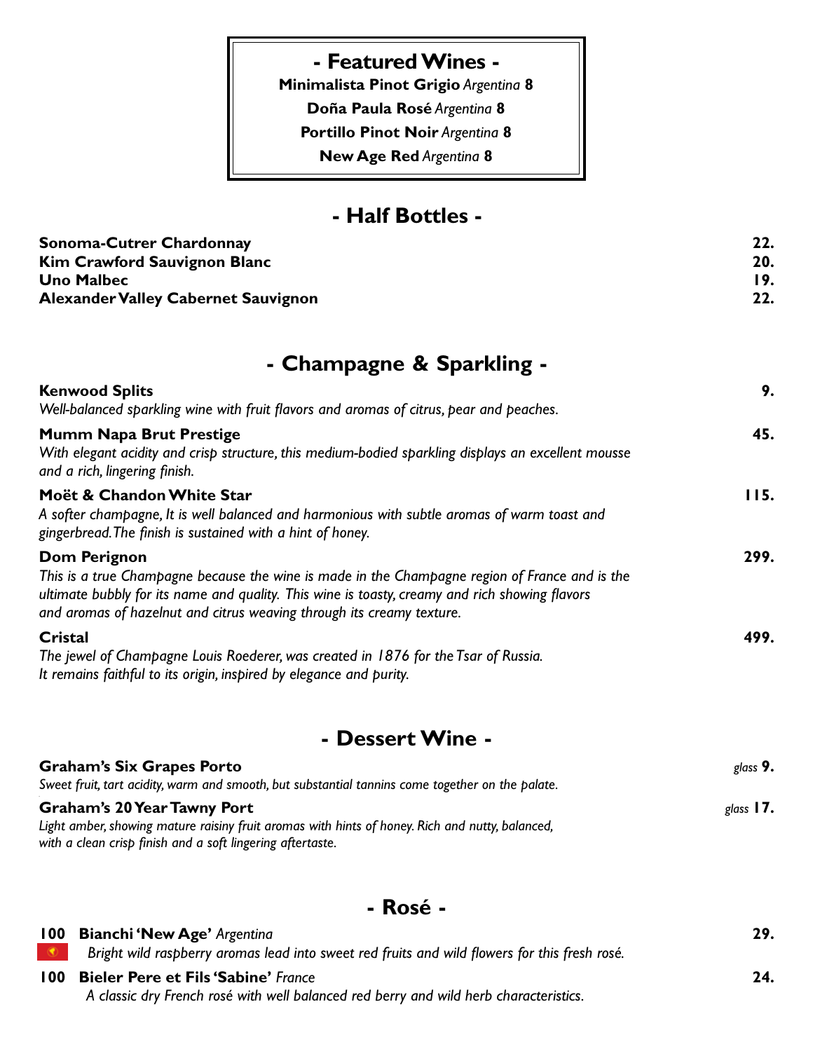## - Featured Wines -

**Minimalista Pinot Grigio** *Argentina* **8**

**Doña Paula Rosé** *Argentina* **8**

**Portillo Pinot Noir** *Argentina* **8**

**New Age Red** *Argentina* **8**

## - Half Bottles -

| | |
|---|---|
| **Sonoma-Cutrer Chardonnay** | **22.** |
| **Kim Crawford Sauvignon Blanc** | **20.** |
| **Uno Malbec** | **19.** |
| **Alexander Valley Cabernet Sauvignon** | **22.** |

## - Champagne & Sparkling -

**Kenwood Splits** **9.**
*Well-balanced sparkling wine with fruit flavors and aromas of citrus, pear and peaches.*

**Mumm Napa Brut Prestige** **45.**
*With elegant acidity and crisp structure, this medium-bodied sparkling displays an excellent mousse and a rich, lingering finish.*

**Moët & Chandon White Star** **115.**
*A softer champagne, It is well balanced and harmonious with subtle aromas of warm toast and gingerbread. The finish is sustained with a hint of honey.*

**Dom Perignon** **299.**
*This is a true Champagne because the wine is made in the Champagne region of France and is the ultimate bubbly for its name and quality. This wine is toasty, creamy and rich showing flavors and aromas of hazelnut and citrus weaving through its creamy texture.*

**Cristal** **499.**
*The jewel of Champagne Louis Roederer, was created in 1876 for the Tsar of Russia. It remains faithful to its origin, inspired by elegance and purity.*

## - Dessert Wine -

**Graham's Six Grapes Porto** *glass* **9.**
*Sweet fruit, tart acidity, warm and smooth, but substantial tannins come together on the palate.*

**Graham's 20 Year Tawny Port** *glass* **17.**
*Light amber, showing mature raisiny fruit aromas with hints of honey. Rich and nutty, balanced, with a clean crisp finish and a soft lingering aftertaste.*

## - Rosé -

**100 Bianchi 'New Age'** *Argentina* **29.**
*Bright wild raspberry aromas lead into sweet red fruits and wild flowers for this fresh rosé.*

**100 Bieler Pere et Fils 'Sabine'** *France* **24.**
*A classic dry French rosé with well balanced red berry and wild herb characteristics.*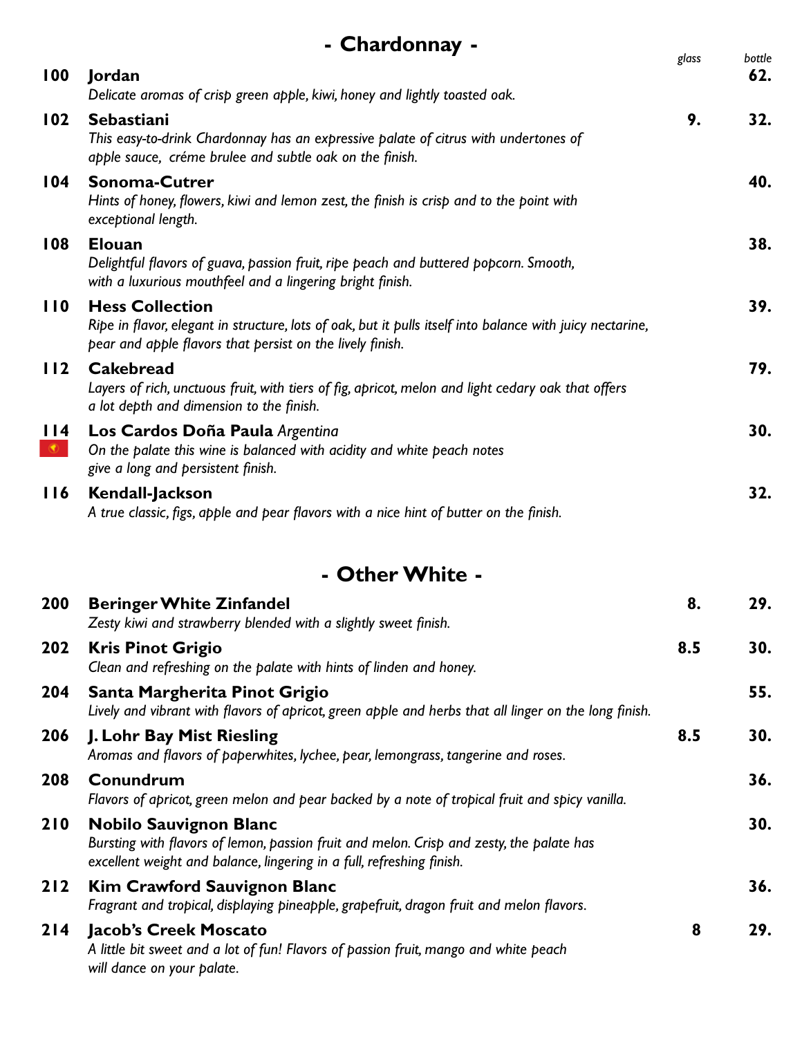## - Chardonnay -

| | | glass | bottle |
|---|---|---|---|
| 100 | **Jordan**<br>*Delicate aromas of crisp green apple, kiwi, honey and lightly toasted oak.* | | 62. |
| 102 | **Sebastiani**<br>*This easy-to-drink Chardonnay has an expressive palate of citrus with undertones of apple sauce, créme brulee and subtle oak on the finish.* | 9. | 32. |
| 104 | **Sonoma-Cutrer**<br>*Hints of honey, flowers, kiwi and lemon zest, the finish is crisp and to the point with exceptional length.* | | 40. |
| 108 | **Elouan**<br>*Delightful flavors of guava, passion fruit, ripe peach and buttered popcorn. Smooth, with a luxurious mouthfeel and a lingering bright finish.* | | 38. |
| 110 | **Hess Collection**<br>*Ripe in flavor, elegant in structure, lots of oak, but it pulls itself into balance with juicy nectarine, pear and apple flavors that persist on the lively finish.* | | 39. |
| 112 | **Cakebread**<br>*Layers of rich, unctuous fruit, with tiers of fig, apricot, melon and light cedary oak that offers a lot depth and dimension to the finish.* | | 79. |
| 114 | **Los Cardos Doña Paula** *Argentina*<br>*On the palate this wine is balanced with acidity and white peach notes give a long and persistent finish.* | | 30. |
| 116 | **Kendall-Jackson**<br>*A true classic, figs, apple and pear flavors with a nice hint of butter on the finish.* | | 32. |

## - Other White -

| | | glass | bottle |
|---|---|---|---|
| 200 | **Beringer White Zinfandel**<br>*Zesty kiwi and strawberry blended with a slightly sweet finish.* | 8. | 29. |
| 202 | **Kris Pinot Grigio**<br>*Clean and refreshing on the palate with hints of linden and honey.* | 8.5 | 30. |
| 204 | **Santa Margherita Pinot Grigio**<br>*Lively and vibrant with flavors of apricot, green apple and herbs that all linger on the long finish.* | | 55. |
| 206 | **J. Lohr Bay Mist Riesling**<br>*Aromas and flavors of paperwhites, lychee, pear, lemongrass, tangerine and roses.* | 8.5 | 30. |
| 208 | **Conundrum**<br>*Flavors of apricot, green melon and pear backed by a note of tropical fruit and spicy vanilla.* | | 36. |
| 210 | **Nobilo Sauvignon Blanc**<br>*Bursting with flavors of lemon, passion fruit and melon. Crisp and zesty, the palate has excellent weight and balance, lingering in a full, refreshing finish.* | | 30. |
| 212 | **Kim Crawford Sauvignon Blanc**<br>*Fragrant and tropical, displaying pineapple, grapefruit, dragon fruit and melon flavors.* | | 36. |
| 214 | **Jacob's Creek Moscato**<br>*A little bit sweet and a lot of fun! Flavors of passion fruit, mango and white peach will dance on your palate.* | 8 | 29. |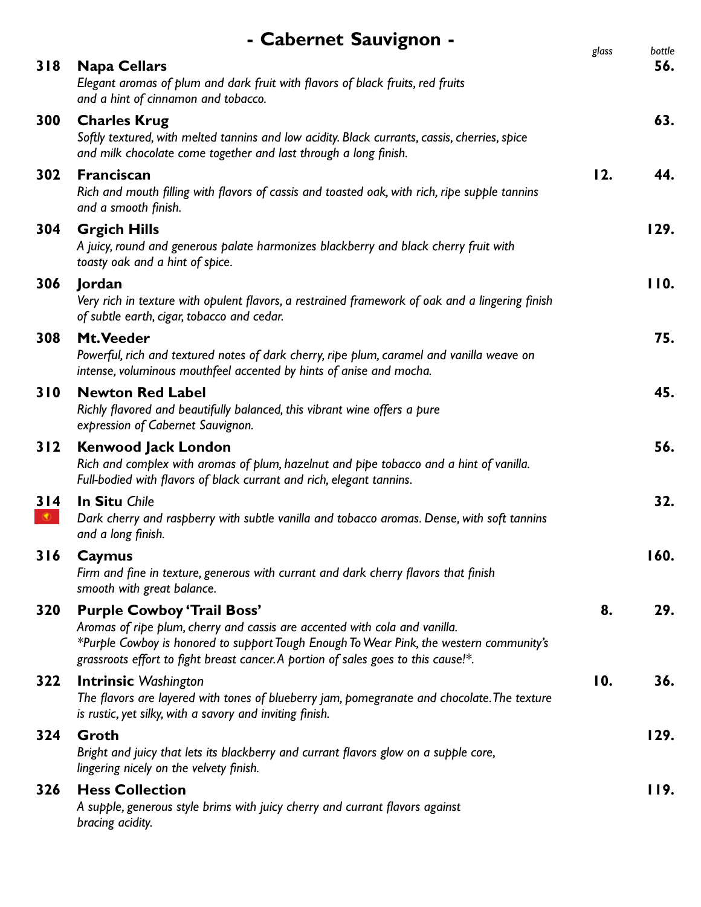## - Cabernet Sauvignon -

| | | glass | bottle |
|---|---|---|---|
| 318 | **Napa Cellars**<br>*Elegant aromas of plum and dark fruit with flavors of black fruits, red fruits and a hint of cinnamon and tobacco.* | | **56.** |
| 300 | **Charles Krug**<br>*Softly textured, with melted tannins and low acidity. Black currants, cassis, cherries, spice and milk chocolate come together and last through a long finish.* | | **63.** |
| 302 | **Franciscan**<br>*Rich and mouth filling with flavors of cassis and toasted oak, with rich, ripe supple tannins and a smooth finish.* | **12.** | **44.** |
| 304 | **Grgich Hills**<br>*A juicy, round and generous palate harmonizes blackberry and black cherry fruit with toasty oak and a hint of spice.* | | **129.** |
| 306 | **Jordan**<br>*Very rich in texture with opulent flavors, a restrained framework of oak and a lingering finish of subtle earth, cigar, tobacco and cedar.* | | **110.** |
| 308 | **Mt.Veeder**<br>*Powerful, rich and textured notes of dark cherry, ripe plum, caramel and vanilla weave on intense, voluminous mouthfeel accented by hints of anise and mocha.* | | **75.** |
| 310 | **Newton Red Label**<br>*Richly flavored and beautifully balanced, this vibrant wine offers a pure expression of Cabernet Sauvignon.* | | **45.** |
| 312 | **Kenwood Jack London**<br>*Rich and complex with aromas of plum, hazelnut and pipe tobacco and a hint of vanilla. Full-bodied with flavors of black currant and rich, elegant tannins.* | | **56.** |
| 314 | **In Situ** *Chile*<br>*Dark cherry and raspberry with subtle vanilla and tobacco aromas. Dense, with soft tannins and a long finish.* | | **32.** |
| 316 | **Caymus**<br>*Firm and fine in texture, generous with currant and dark cherry flavors that finish smooth with great balance.* | | **160.** |
| 320 | **Purple Cowboy 'Trail Boss'**<br>*Aromas of ripe plum, cherry and cassis are accented with cola and vanilla. *Purple Cowboy is honored to support Tough Enough To Wear Pink, the western community's grassroots effort to fight breast cancer. A portion of sales goes to this cause!*.* | **8.** | **29.** |
| 322 | **Intrinsic** *Washington*<br>*The flavors are layered with tones of blueberry jam, pomegranate and chocolate. The texture is rustic, yet silky, with a savory and inviting finish.* | **10.** | **36.** |
| 324 | **Groth**<br>*Bright and juicy that lets its blackberry and currant flavors glow on a supple core, lingering nicely on the velvety finish.* | | **129.** |
| 326 | **Hess Collection**<br>*A supple, generous style brims with juicy cherry and currant flavors against bracing acidity.* | | **119.** |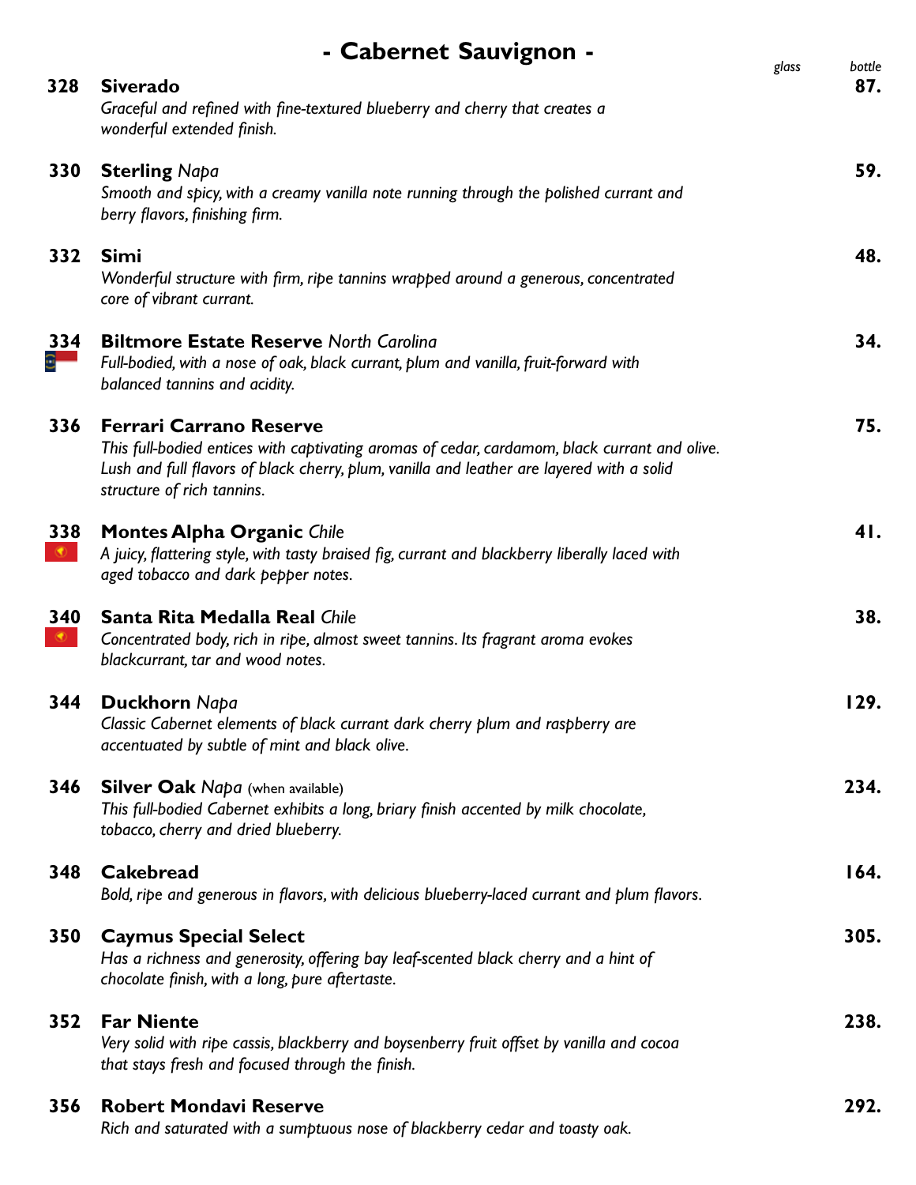# - Cabernet Sauvignon -

| | | glass | bottle |
|---|---|---|---|
| 328 | **Siverado**<br>*Graceful and refined with fine-textured blueberry and cherry that creates a wonderful extended finish.* | | **87.** |
| 330 | **Sterling** *Napa*<br>*Smooth and spicy, with a creamy vanilla note running through the polished currant and berry flavors, finishing firm.* | | **59.** |
| 332 | **Simi**<br>*Wonderful structure with firm, ripe tannins wrapped around a generous, concentrated core of vibrant currant.* | | **48.** |
| 334 | **Biltmore Estate Reserve** *North Carolina*<br>*Full-bodied, with a nose of oak, black currant, plum and vanilla, fruit-forward with balanced tannins and acidity.* | | **34.** |
| 336 | **Ferrari Carrano Reserve**<br>*This full-bodied entices with captivating aromas of cedar, cardamom, black currant and olive. Lush and full flavors of black cherry, plum, vanilla and leather are layered with a solid structure of rich tannins.* | | **75.** |
| 338 | **Montes Alpha Organic** *Chile*<br>*A juicy, flattering style, with tasty braised fig, currant and blackberry liberally laced with aged tobacco and dark pepper notes.* | | **41.** |
| 340 | **Santa Rita Medalla Real** *Chile*<br>*Concentrated body, rich in ripe, almost sweet tannins. Its fragrant aroma evokes blackcurrant, tar and wood notes.* | | **38.** |
| 344 | **Duckhorn** *Napa*<br>*Classic Cabernet elements of black currant dark cherry plum and raspberry are accentuated by subtle of mint and black olive.* | | **129.** |
| 346 | **Silver Oak** *Napa* (when available)<br>*This full-bodied Cabernet exhibits a long, briary finish accented by milk chocolate, tobacco, cherry and dried blueberry.* | | **234.** |
| 348 | **Cakebread**<br>*Bold, ripe and generous in flavors, with delicious blueberry-laced currant and plum flavors.* | | **164.** |
| 350 | **Caymus Special Select**<br>*Has a richness and generosity, offering bay leaf-scented black cherry and a hint of chocolate finish, with a long, pure aftertaste.* | | **305.** |
| 352 | **Far Niente**<br>*Very solid with ripe cassis, blackberry and boysenberry fruit offset by vanilla and cocoa that stays fresh and focused through the finish.* | | **238.** |
| 356 | **Robert Mondavi Reserve**<br>*Rich and saturated with a sumptuous nose of blackberry cedar and toasty oak.* | | **292.** |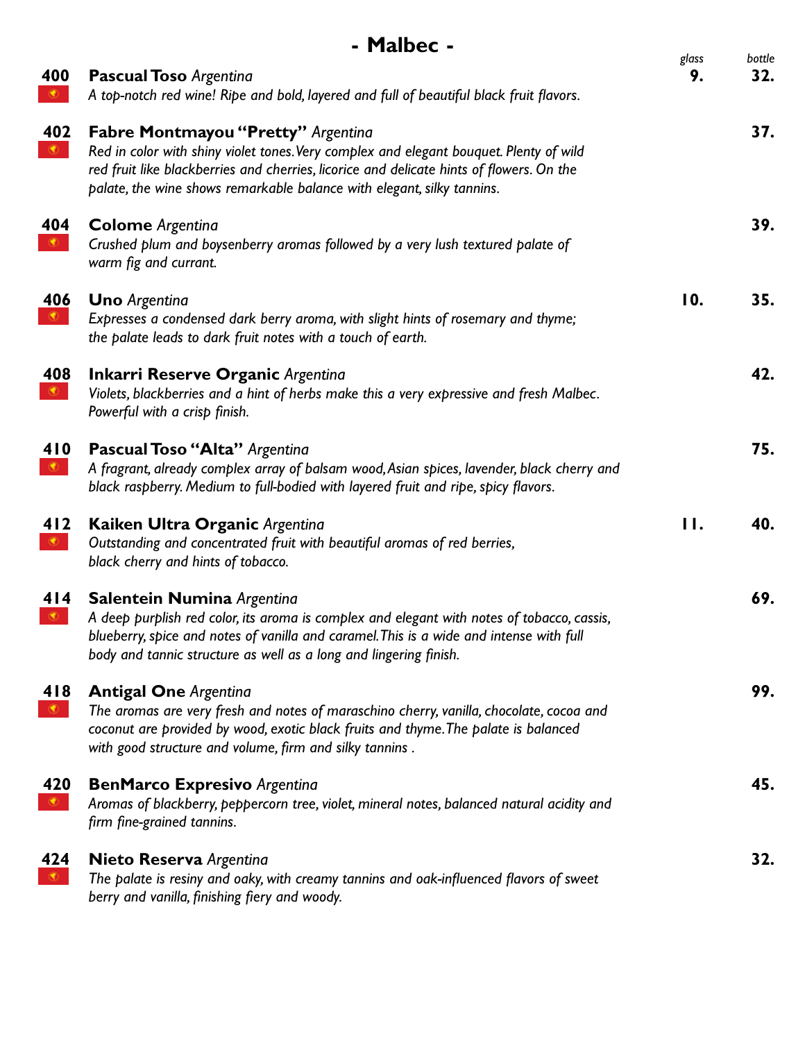# - Malbec -

| # | Wine | glass | bottle |
|---|---|---|---|
| 400 | **Pascual Toso** *Argentina*<br>*A top-notch red wine! Ripe and bold, layered and full of beautiful black fruit flavors.* | 9. | 32. |
| 402 | **Fabre Montmayou "Pretty"** *Argentina*<br>*Red in color with shiny violet tones. Very complex and elegant bouquet. Plenty of wild red fruit like blackberries and cherries, licorice and delicate hints of flowers. On the palate, the wine shows remarkable balance with elegant, silky tannins.* | | 37. |
| 404 | **Colome** *Argentina*<br>*Crushed plum and boysenberry aromas followed by a very lush textured palate of warm fig and currant.* | | 39. |
| 406 | **Uno** *Argentina*<br>*Expresses a condensed dark berry aroma, with slight hints of rosemary and thyme; the palate leads to dark fruit notes with a touch of earth.* | 10. | 35. |
| 408 | **Inkarri Reserve Organic** *Argentina*<br>*Violets, blackberries and a hint of herbs make this a very expressive and fresh Malbec. Powerful with a crisp finish.* | | 42. |
| 410 | **Pascual Toso "Alta"** *Argentina*<br>*A fragrant, already complex array of balsam wood, Asian spices, lavender, black cherry and black raspberry. Medium to full-bodied with layered fruit and ripe, spicy flavors.* | | 75. |
| 412 | **Kaiken Ultra Organic** *Argentina*<br>*Outstanding and concentrated fruit with beautiful aromas of red berries, black cherry and hints of tobacco.* | 11. | 40. |
| 414 | **Salentein Numina** *Argentina*<br>*A deep purplish red color, its aroma is complex and elegant with notes of tobacco, cassis, blueberry, spice and notes of vanilla and caramel. This is a wide and intense with full body and tannic structure as well as a long and lingering finish.* | | 69. |
| 418 | **Antigal One** *Argentina*<br>*The aromas are very fresh and notes of maraschino cherry, vanilla, chocolate, cocoa and coconut are provided by wood, exotic black fruits and thyme. The palate is balanced with good structure and volume, firm and silky tannins .* | | 99. |
| 420 | **BenMarco Expresivo** *Argentina*<br>*Aromas of blackberry, peppercorn tree, violet, mineral notes, balanced natural acidity and firm fine-grained tannins.* | | 45. |
| 424 | **Nieto Reserva** *Argentina*<br>*The palate is resiny and oaky, with creamy tannins and oak-influenced flavors of sweet berry and vanilla, finishing fiery and woody.* | | 32. |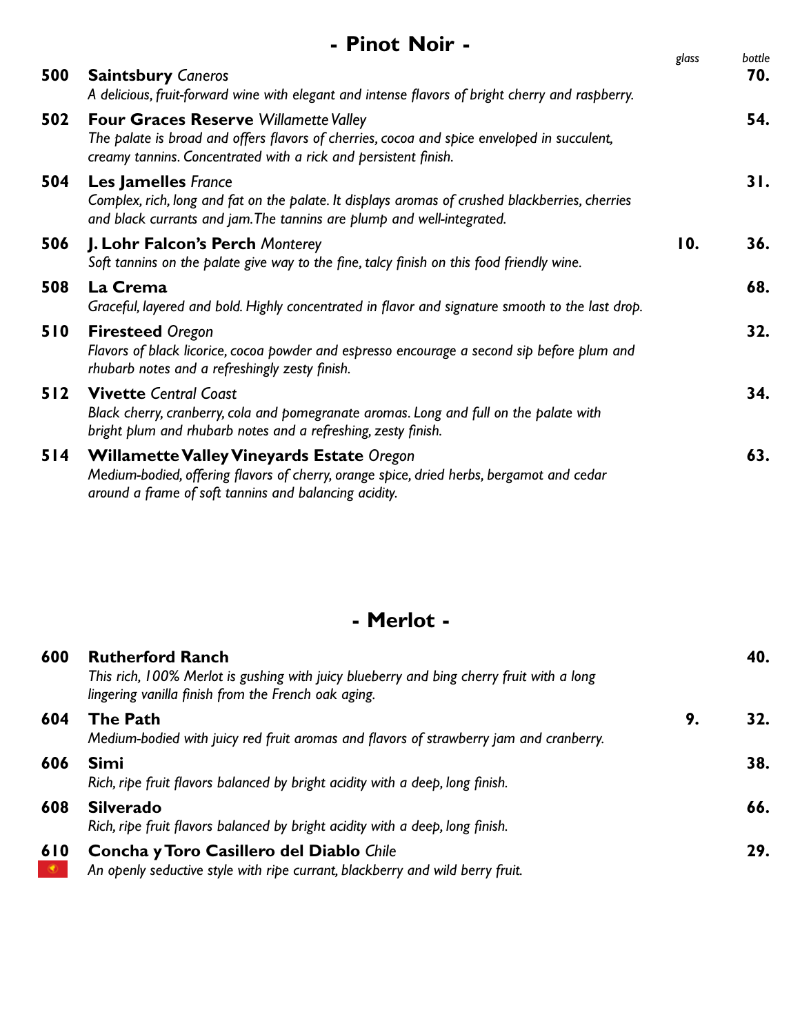## - Pinot Noir -

| | | glass | bottle |
|---|---|---|---|
| 500 | **Saintsbury** *Caneros*<br>*A delicious, fruit-forward wine with elegant and intense flavors of bright cherry and raspberry.* | | 70. |
| 502 | **Four Graces Reserve** *Willamette Valley*<br>*The palate is broad and offers flavors of cherries, cocoa and spice enveloped in succulent, creamy tannins. Concentrated with a rick and persistent finish.* | | 54. |
| 504 | **Les Jamelles** *France*<br>*Complex, rich, long and fat on the palate. It displays aromas of crushed blackberries, cherries and black currants and jam. The tannins are plump and well-integrated.* | | 31. |
| 506 | **J. Lohr Falcon's Perch** *Monterey*<br>*Soft tannins on the palate give way to the fine, talcy finish on this food friendly wine.* | 10. | 36. |
| 508 | **La Crema**<br>*Graceful, layered and bold. Highly concentrated in flavor and signature smooth to the last drop.* | | 68. |
| 510 | **Firesteed** *Oregon*<br>*Flavors of black licorice, cocoa powder and espresso encourage a second sip before plum and rhubarb notes and a refreshingly zesty finish.* | | 32. |
| 512 | **Vivette** *Central Coast*<br>*Black cherry, cranberry, cola and pomegranate aromas. Long and full on the palate with bright plum and rhubarb notes and a refreshing, zesty finish.* | | 34. |
| 514 | **Willamette Valley Vineyards Estate** *Oregon*<br>*Medium-bodied, offering flavors of cherry, orange spice, dried herbs, bergamot and cedar around a frame of soft tannins and balancing acidity.* | | 63. |

## - Merlot -

| | | glass | bottle |
|---|---|---|---|
| 600 | **Rutherford Ranch**<br>*This rich, 100% Merlot is gushing with juicy blueberry and bing cherry fruit with a long lingering vanilla finish from the French oak aging.* | | 40. |
| 604 | **The Path**<br>*Medium-bodied with juicy red fruit aromas and flavors of strawberry jam and cranberry.* | 9. | 32. |
| 606 | **Simi**<br>*Rich, ripe fruit flavors balanced by bright acidity with a deep, long finish.* | | 38. |
| 608 | **Silverado**<br>*Rich, ripe fruit flavors balanced by bright acidity with a deep, long finish.* | | 66. |
| 610 | **Concha y Toro Casillero del Diablo** *Chile*<br>*An openly seductive style with ripe currant, blackberry and wild berry fruit.* | | 29. |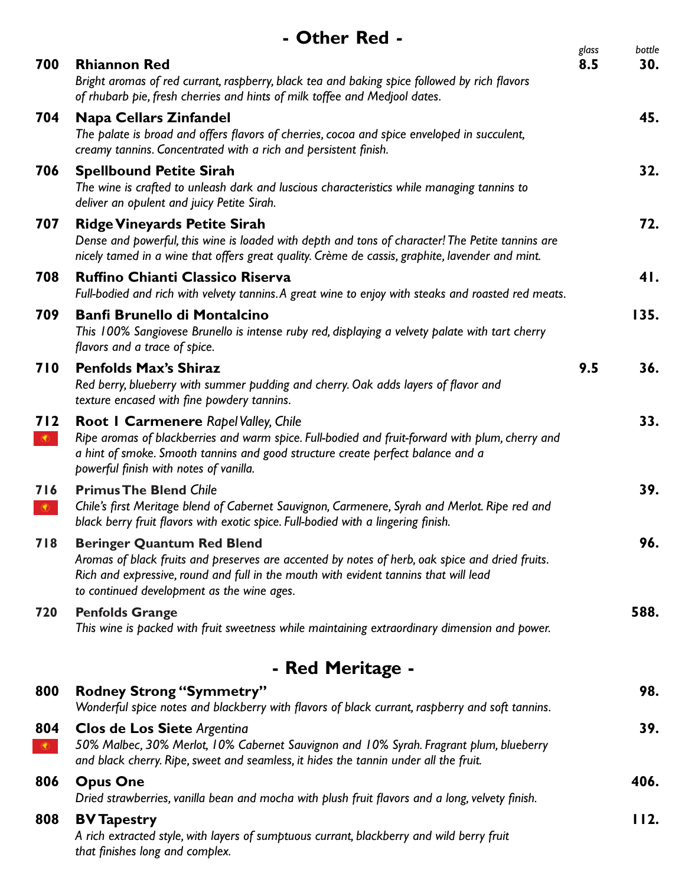## - Other Red -

| | | glass | bottle |
|---|---|---|---|
| **700** | **Rhiannon Red**<br>*Bright aromas of red currant, raspberry, black tea and baking spice followed by rich flavors of rhubarb pie, fresh cherries and hints of milk toffee and Medjool dates.* | **8.5** | **30.** |
| **704** | **Napa Cellars Zinfandel**<br>*The palate is broad and offers flavors of cherries, cocoa and spice enveloped in succulent, creamy tannins. Concentrated with a rich and persistent finish.* | | **45.** |
| **706** | **Spellbound Petite Sirah**<br>*The wine is crafted to unleash dark and luscious characteristics while managing tannins to deliver an opulent and juicy Petite Sirah.* | | **32.** |
| **707** | **Ridge Vineyards Petite Sirah**<br>*Dense and powerful, this wine is loaded with depth and tons of character! The Petite tannins are nicely tamed in a wine that offers great quality. Crème de cassis, graphite, lavender and mint.* | | **72.** |
| **708** | **Ruffino Chianti Classico Riserva**<br>*Full-bodied and rich with velvety tannins. A great wine to enjoy with steaks and roasted red meats.* | | **41.** |
| **709** | **Banfi Brunello di Montalcino**<br>*This 100% Sangiovese Brunello is intense ruby red, displaying a velvety palate with tart cherry flavors and a trace of spice.* | | **135.** |
| **710** | **Penfolds Max's Shiraz**<br>*Red berry, blueberry with summer pudding and cherry. Oak adds layers of flavor and texture encased with fine powdery tannins.* | **9.5** | **36.** |
| **712** | **Root 1 Carmenere** *Rapel Valley, Chile*<br>*Ripe aromas of blackberries and warm spice. Full-bodied and fruit-forward with plum, cherry and a hint of smoke. Smooth tannins and good structure create perfect balance and a powerful finish with notes of vanilla.* | | **33.** |
| **716** | **Primus The Blend** *Chile*<br>*Chile's first Meritage blend of Cabernet Sauvignon, Carmenere, Syrah and Merlot. Ripe red and black berry fruit flavors with exotic spice. Full-bodied with a lingering finish.* | | **39.** |
| **718** | **Beringer Quantum Red Blend**<br>*Aromas of black fruits and preserves are accented by notes of herb, oak spice and dried fruits. Rich and expressive, round and full in the mouth with evident tannins that will lead to continued development as the wine ages.* | | **96.** |
| **720** | **Penfolds Grange**<br>*This wine is packed with fruit sweetness while maintaining extraordinary dimension and power.* | | **588.** |

## - Red Meritage -

| | | |
|---|---|---|
| **800** | **Rodney Strong "Symmetry"**<br>*Wonderful spice notes and blackberry with flavors of black currant, raspberry and soft tannins.* | **98.** |
| **804** | **Clos de Los Siete** *Argentina*<br>*50% Malbec, 30% Merlot, 10% Cabernet Sauvignon and 10% Syrah. Fragrant plum, blueberry and black cherry. Ripe, sweet and seamless, it hides the tannin under all the fruit.* | **39.** |
| **806** | **Opus One**<br>*Dried strawberries, vanilla bean and mocha with plush fruit flavors and a long, velvety finish.* | **406.** |
| **808** | **BV Tapestry**<br>*A rich extracted style, with layers of sumptuous currant, blackberry and wild berry fruit that finishes long and complex.* | **112.** |